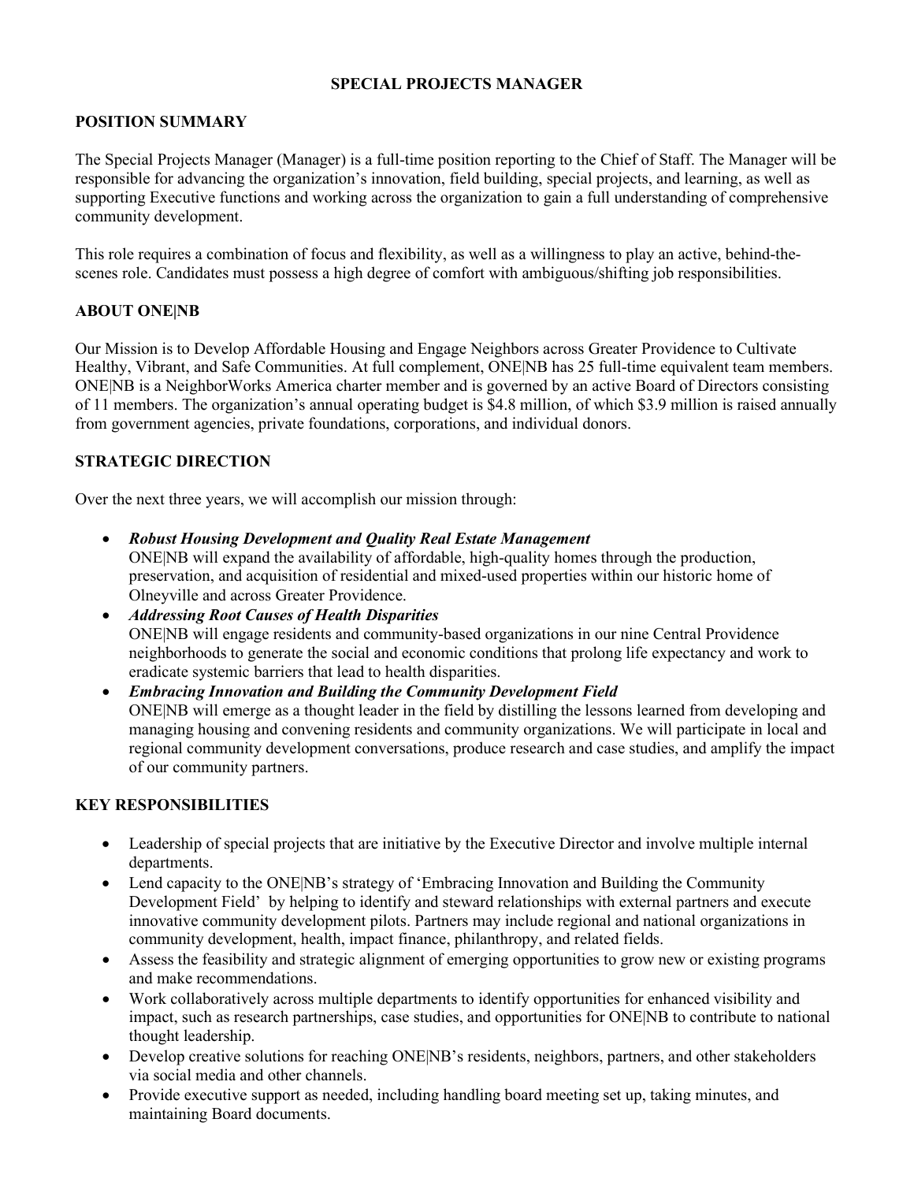# SPECIAL PROJECTS MANAGER

## POSITION SUMMARY

The Special Projects Manager (Manager) is a full-time position reporting to the Chief of Staff. The Manager will be responsible for advancing the organization's innovation, field building, special projects, and learning, as well as supporting Executive functions and working across the organization to gain a full understanding of comprehensive community development.

This role requires a combination of focus and flexibility, as well as a willingness to play an active, behind-the-scenes role. Candidates must possess a high degree of comfort with ambiguous/shifting job responsibilities.

## ABOUT ONE|NB

Our Mission is to Develop Affordable Housing and Engage Neighbors across Greater Providence to Cultivate Healthy, Vibrant, and Safe Communities. At full complement, ONE|NB has 25 full-time equivalent team members. ONE|NB is a NeighborWorks America charter member and is governed by an active Board of Directors consisting of 11 members. The organization's annual operating budget is $4.8 million, of which $3.9 million is raised annually from government agencies, private foundations, corporations, and individual donors.

## STRATEGIC DIRECTION

Over the next three years, we will accomplish our mission through:

- ***Robust Housing Development and Quality Real Estate Management***
  ONE|NB will expand the availability of affordable, high-quality homes through the production, preservation, and acquisition of residential and mixed-used properties within our historic home of Olneyville and across Greater Providence.
- ***Addressing Root Causes of Health Disparities***
  ONE|NB will engage residents and community-based organizations in our nine Central Providence neighborhoods to generate the social and economic conditions that prolong life expectancy and work to eradicate systemic barriers that lead to health disparities.
- ***Embracing Innovation and Building the Community Development Field***
  ONE|NB will emerge as a thought leader in the field by distilling the lessons learned from developing and managing housing and convening residents and community organizations. We will participate in local and regional community development conversations, produce research and case studies, and amplify the impact of our community partners.

## KEY RESPONSIBILITIES

- Leadership of special projects that are initiative by the Executive Director and involve multiple internal departments.
- Lend capacity to the ONE|NB's strategy of 'Embracing Innovation and Building the Community Development Field' by helping to identify and steward relationships with external partners and execute innovative community development pilots. Partners may include regional and national organizations in community development, health, impact finance, philanthropy, and related fields.
- Assess the feasibility and strategic alignment of emerging opportunities to grow new or existing programs and make recommendations.
- Work collaboratively across multiple departments to identify opportunities for enhanced visibility and impact, such as research partnerships, case studies, and opportunities for ONE|NB to contribute to national thought leadership.
- Develop creative solutions for reaching ONE|NB's residents, neighbors, partners, and other stakeholders via social media and other channels.
- Provide executive support as needed, including handling board meeting set up, taking minutes, and maintaining Board documents.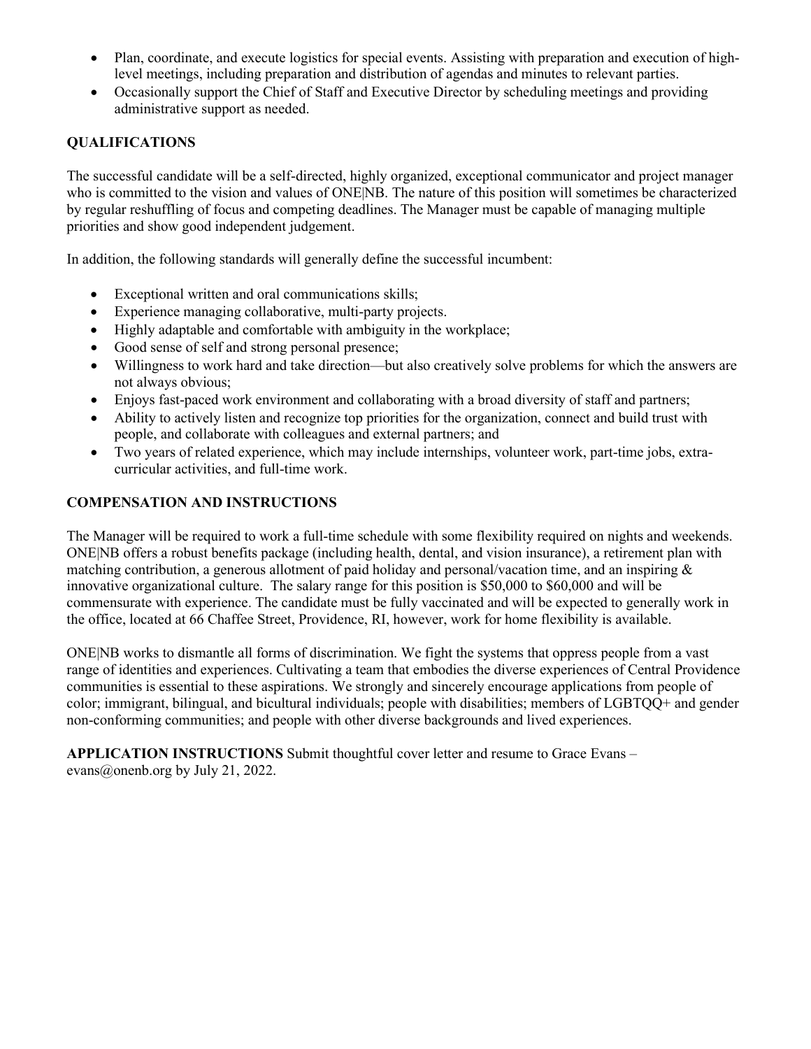- Plan, coordinate, and execute logistics for special events. Assisting with preparation and execution of high-level meetings, including preparation and distribution of agendas and minutes to relevant parties.
- Occasionally support the Chief of Staff and Executive Director by scheduling meetings and providing administrative support as needed.

**QUALIFICATIONS**

The successful candidate will be a self-directed, highly organized, exceptional communicator and project manager who is committed to the vision and values of ONE|NB. The nature of this position will sometimes be characterized by regular reshuffling of focus and competing deadlines. The Manager must be capable of managing multiple priorities and show good independent judgement.

In addition, the following standards will generally define the successful incumbent:

- Exceptional written and oral communications skills;
- Experience managing collaborative, multi-party projects.
- Highly adaptable and comfortable with ambiguity in the workplace;
- Good sense of self and strong personal presence;
- Willingness to work hard and take direction—but also creatively solve problems for which the answers are not always obvious;
- Enjoys fast-paced work environment and collaborating with a broad diversity of staff and partners;
- Ability to actively listen and recognize top priorities for the organization, connect and build trust with people, and collaborate with colleagues and external partners; and
- Two years of related experience, which may include internships, volunteer work, part-time jobs, extra-curricular activities, and full-time work.

**COMPENSATION AND INSTRUCTIONS**

The Manager will be required to work a full-time schedule with some flexibility required on nights and weekends. ONE|NB offers a robust benefits package (including health, dental, and vision insurance), a retirement plan with matching contribution, a generous allotment of paid holiday and personal/vacation time, and an inspiring & innovative organizational culture. The salary range for this position is $50,000 to $60,000 and will be commensurate with experience. The candidate must be fully vaccinated and will be expected to generally work in the office, located at 66 Chaffee Street, Providence, RI, however, work for home flexibility is available.

ONE|NB works to dismantle all forms of discrimination. We fight the systems that oppress people from a vast range of identities and experiences. Cultivating a team that embodies the diverse experiences of Central Providence communities is essential to these aspirations. We strongly and sincerely encourage applications from people of color; immigrant, bilingual, and bicultural individuals; people with disabilities; members of LGBTQQ+ and gender non-conforming communities; and people with other diverse backgrounds and lived experiences.

**APPLICATION INSTRUCTIONS** Submit thoughtful cover letter and resume to Grace Evans – evans@onenb.org by July 21, 2022.